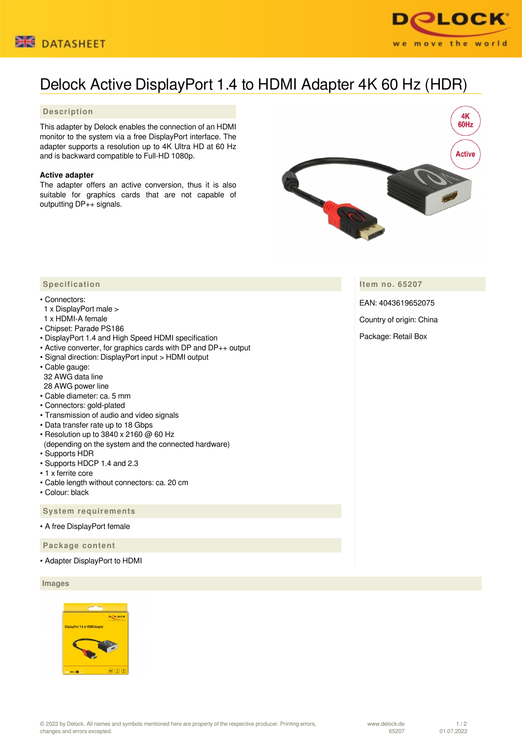DATASHEET

# Delock Active DisplayPort 1.4 to HDMI Adapter 4K 60 Hz (HDR)

## Description

This adapter by Delock enables the connection of an HDMI monitor to the system via a free DisplayPort interface. The adapter supports a resolution up to 4K Ultra HD at 60 Hz and is backward compatible to Full-HD 1080p.

**Active adapter**
The adapter offers an active conversion, thus it is also suitable for graphics cards that are not capable of outputting DP++ signals.

## Specification

- Connectors:
  1 x DisplayPort male >
  1 x HDMI-A female
- Chipset: Parade PS186
- DisplayPort 1.4 and High Speed HDMI specification
- Active converter, for graphics cards with DP and DP++ output
- Signal direction: DisplayPort input > HDMI output
- Cable gauge:
  32 AWG data line
  28 AWG power line
- Cable diameter: ca. 5 mm
- Connectors: gold-plated
- Transmission of audio and video signals
- Data transfer rate up to 18 Gbps
- Resolution up to 3840 x 2160 @ 60 Hz
  (depending on the system and the connected hardware)
- Supports HDR
- Supports HDCP 1.4 and 2.3
- 1 x ferrite core
- Cable length without connectors: ca. 20 cm
- Colour: black

## Item no. 65207

EAN: 4043619652075

Country of origin: China

Package: Retail Box

## System requirements

- A free DisplayPort female

## Package content

- Adapter DisplayPort to HDMI

## Images

© 2022 by Delock. All names and symbols mentioned here are property of the respective producer. Printing errors, changes and errors excepted.

www.delock.de 65207 01.07.2022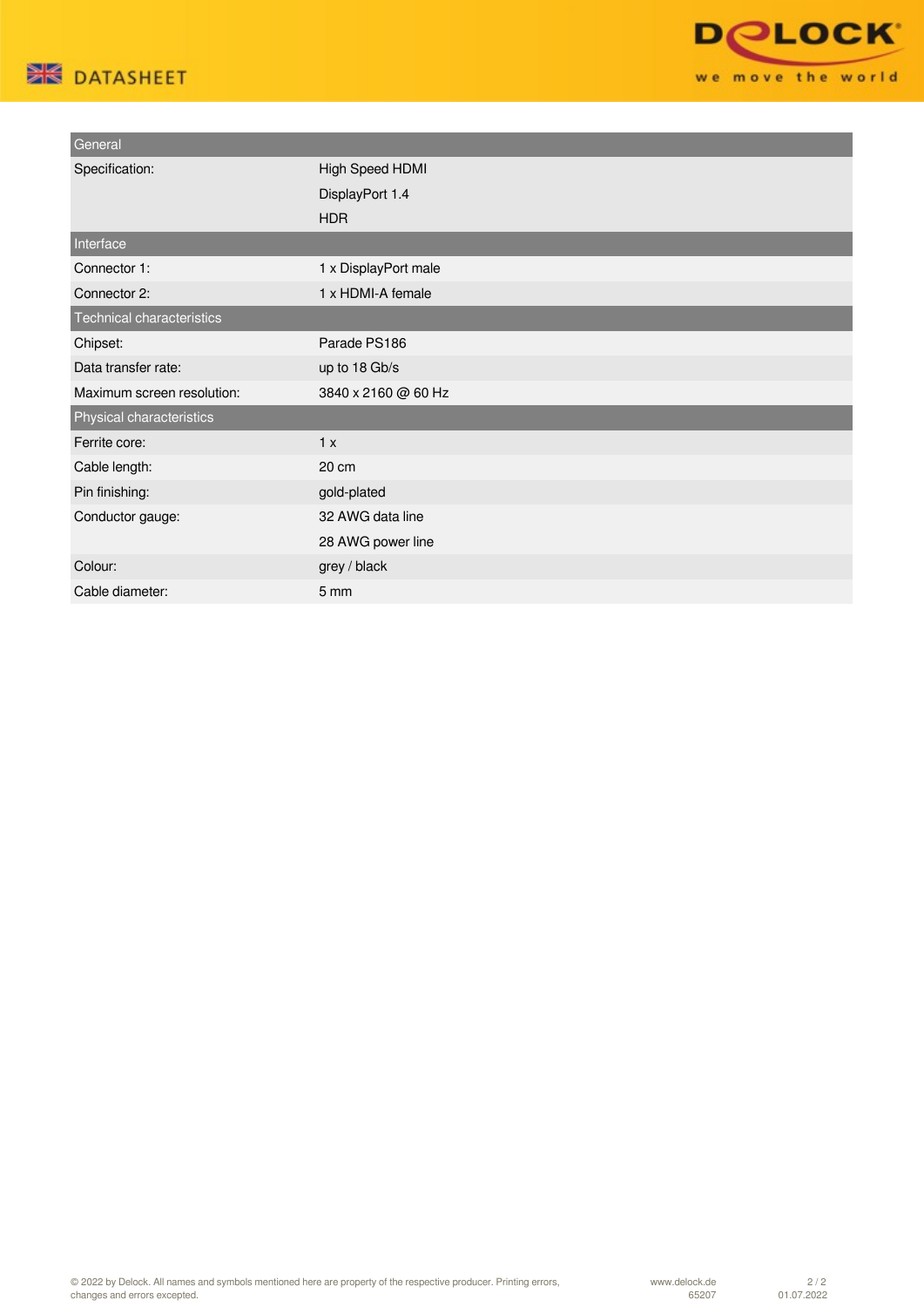| | |
|---|---|
| **General** | |
| Specification: | High Speed HDMI<br>DisplayPort 1.4<br>HDR |
| **Interface** | |
| Connector 1: | 1 x DisplayPort male |
| Connector 2: | 1 x HDMI-A female |
| **Technical characteristics** | |
| Chipset: | Parade PS186 |
| Data transfer rate: | up to 18 Gb/s |
| Maximum screen resolution: | 3840 x 2160 @ 60 Hz |
| **Physical characteristics** | |
| Ferrite core: | 1 x |
| Cable length: | 20 cm |
| Pin finishing: | gold-plated |
| Conductor gauge: | 32 AWG data line<br>28 AWG power line |
| Colour: | grey / black |
| Cable diameter: | 5 mm |

© 2022 by Delock. All names and symbols mentioned here are property of the respective producer. Printing errors, changes and errors excepted.

www.delock.de
65207
01.07.2022